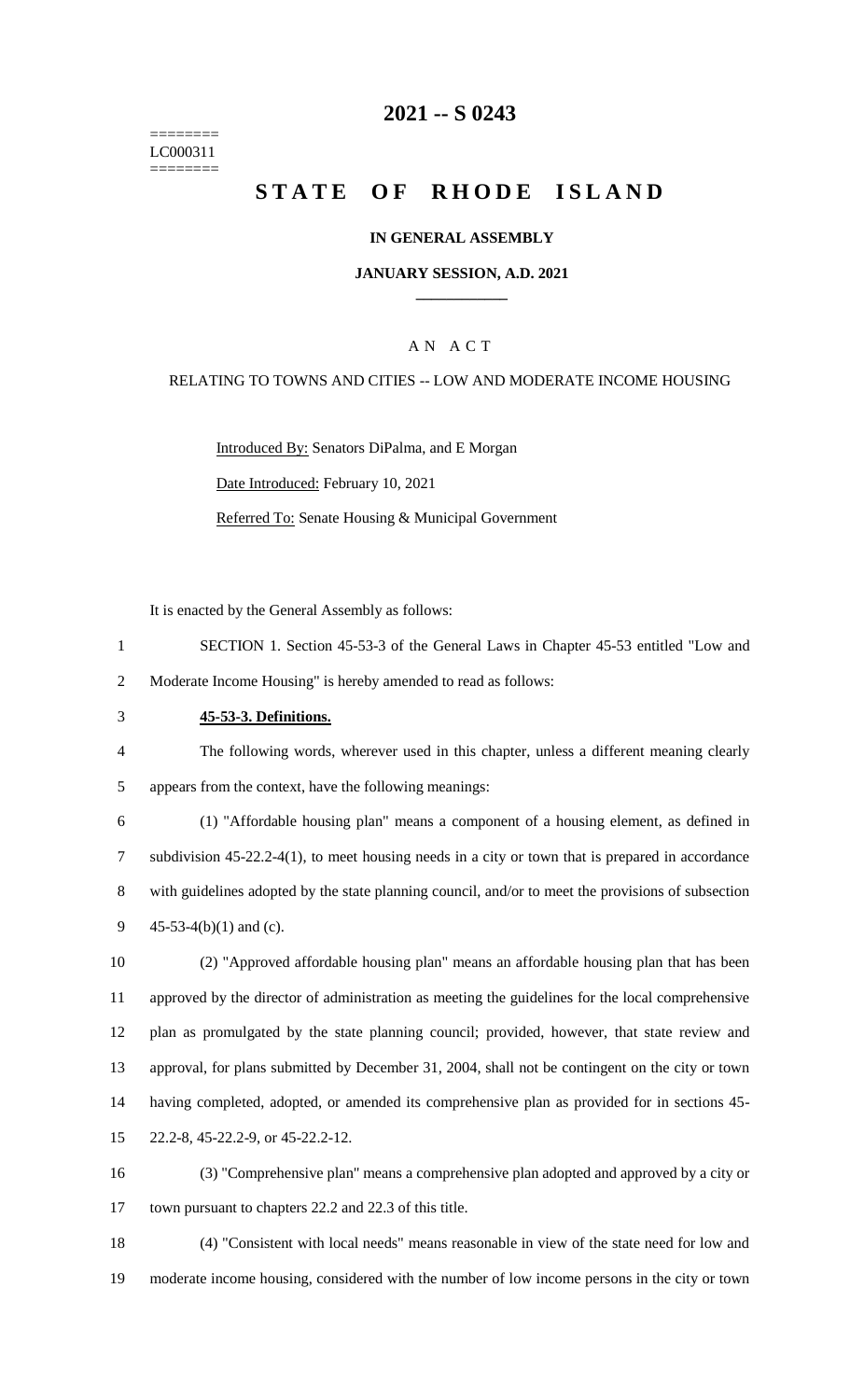========
LC000311
========

# 2021 -- S 0243

# STATE OF RHODE ISLAND

**IN GENERAL ASSEMBLY**

**JANUARY SESSION, A.D. 2021**

____________

A N A C T

RELATING TO TOWNS AND CITIES -- LOW AND MODERATE INCOME HOUSING

Introduced By: Senators DiPalma, and E Morgan

Date Introduced: February 10, 2021

Referred To: Senate Housing & Municipal Government

It is enacted by the General Assembly as follows:

SECTION 1. Section 45-53-3 of the General Laws in Chapter 45-53 entitled "Low and Moderate Income Housing" is hereby amended to read as follows:

**45-53-3. Definitions.**

The following words, wherever used in this chapter, unless a different meaning clearly appears from the context, have the following meanings:

(1) "Affordable housing plan" means a component of a housing element, as defined in subdivision 45-22.2-4(1), to meet housing needs in a city or town that is prepared in accordance with guidelines adopted by the state planning council, and/or to meet the provisions of subsection 45-53-4(b)(1) and (c).

(2) "Approved affordable housing plan" means an affordable housing plan that has been approved by the director of administration as meeting the guidelines for the local comprehensive plan as promulgated by the state planning council; provided, however, that state review and approval, for plans submitted by December 31, 2004, shall not be contingent on the city or town having completed, adopted, or amended its comprehensive plan as provided for in sections 45-22.2-8, 45-22.2-9, or 45-22.2-12.

(3) "Comprehensive plan" means a comprehensive plan adopted and approved by a city or town pursuant to chapters 22.2 and 22.3 of this title.

(4) "Consistent with local needs" means reasonable in view of the state need for low and moderate income housing, considered with the number of low income persons in the city or town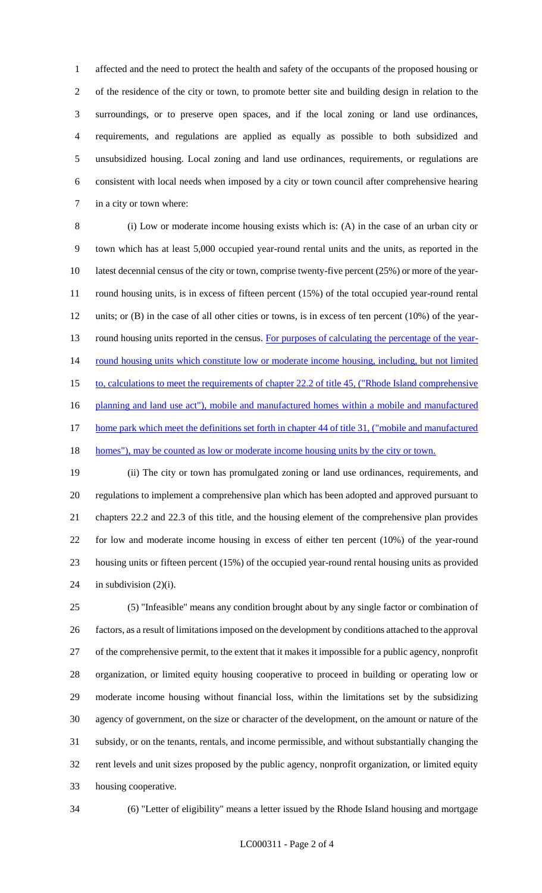affected and the need to protect the health and safety of the occupants of the proposed housing or of the residence of the city or town, to promote better site and building design in relation to the surroundings, or to preserve open spaces, and if the local zoning or land use ordinances, requirements, and regulations are applied as equally as possible to both subsidized and unsubsidized housing. Local zoning and land use ordinances, requirements, or regulations are consistent with local needs when imposed by a city or town council after comprehensive hearing in a city or town where:

(i) Low or moderate income housing exists which is: (A) in the case of an urban city or town which has at least 5,000 occupied year-round rental units and the units, as reported in the latest decennial census of the city or town, comprise twenty-five percent (25%) or more of the year-round housing units, is in excess of fifteen percent (15%) of the total occupied year-round rental units; or (B) in the case of all other cities or towns, is in excess of ten percent (10%) of the year-round housing units reported in the census. For purposes of calculating the percentage of the year-round housing units which constitute low or moderate income housing, including, but not limited to, calculations to meet the requirements of chapter 22.2 of title 45, ("Rhode Island comprehensive planning and land use act"), mobile and manufactured homes within a mobile and manufactured home park which meet the definitions set forth in chapter 44 of title 31, ("mobile and manufactured homes"), may be counted as low or moderate income housing units by the city or town.

(ii) The city or town has promulgated zoning or land use ordinances, requirements, and regulations to implement a comprehensive plan which has been adopted and approved pursuant to chapters 22.2 and 22.3 of this title, and the housing element of the comprehensive plan provides for low and moderate income housing in excess of either ten percent (10%) of the year-round housing units or fifteen percent (15%) of the occupied year-round rental housing units as provided in subdivision (2)(i).

(5) "Infeasible" means any condition brought about by any single factor or combination of factors, as a result of limitations imposed on the development by conditions attached to the approval of the comprehensive permit, to the extent that it makes it impossible for a public agency, nonprofit organization, or limited equity housing cooperative to proceed in building or operating low or moderate income housing without financial loss, within the limitations set by the subsidizing agency of government, on the size or character of the development, on the amount or nature of the subsidy, or on the tenants, rentals, and income permissible, and without substantially changing the rent levels and unit sizes proposed by the public agency, nonprofit organization, or limited equity housing cooperative.

(6) "Letter of eligibility" means a letter issued by the Rhode Island housing and mortgage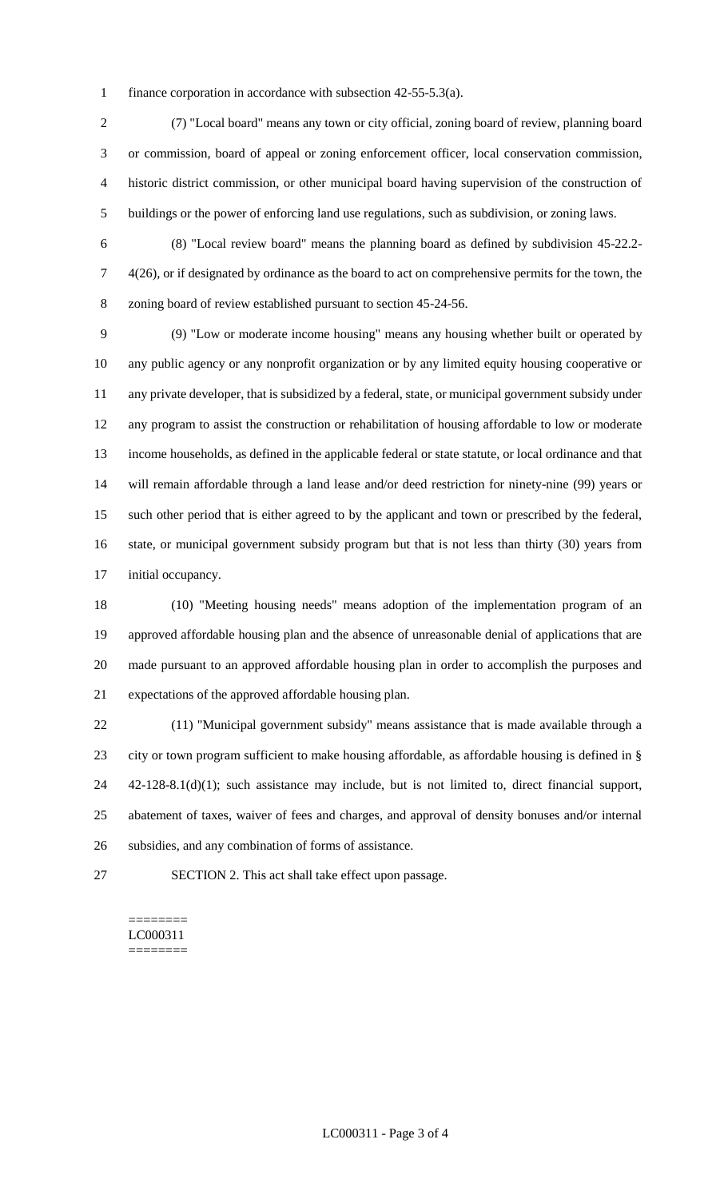finance corporation in accordance with subsection 42-55-5.3(a).

(7) "Local board" means any town or city official, zoning board of review, planning board or commission, board of appeal or zoning enforcement officer, local conservation commission, historic district commission, or other municipal board having supervision of the construction of buildings or the power of enforcing land use regulations, such as subdivision, or zoning laws.

(8) "Local review board" means the planning board as defined by subdivision 45-22.2-4(26), or if designated by ordinance as the board to act on comprehensive permits for the town, the zoning board of review established pursuant to section 45-24-56.

(9) "Low or moderate income housing" means any housing whether built or operated by any public agency or any nonprofit organization or by any limited equity housing cooperative or any private developer, that is subsidized by a federal, state, or municipal government subsidy under any program to assist the construction or rehabilitation of housing affordable to low or moderate income households, as defined in the applicable federal or state statute, or local ordinance and that will remain affordable through a land lease and/or deed restriction for ninety-nine (99) years or such other period that is either agreed to by the applicant and town or prescribed by the federal, state, or municipal government subsidy program but that is not less than thirty (30) years from initial occupancy.

(10) "Meeting housing needs" means adoption of the implementation program of an approved affordable housing plan and the absence of unreasonable denial of applications that are made pursuant to an approved affordable housing plan in order to accomplish the purposes and expectations of the approved affordable housing plan.

(11) "Municipal government subsidy" means assistance that is made available through a city or town program sufficient to make housing affordable, as affordable housing is defined in § 42-128-8.1(d)(1); such assistance may include, but is not limited to, direct financial support, abatement of taxes, waiver of fees and charges, and approval of density bonuses and/or internal subsidies, and any combination of forms of assistance.

SECTION 2. This act shall take effect upon passage.

========
LC000311
========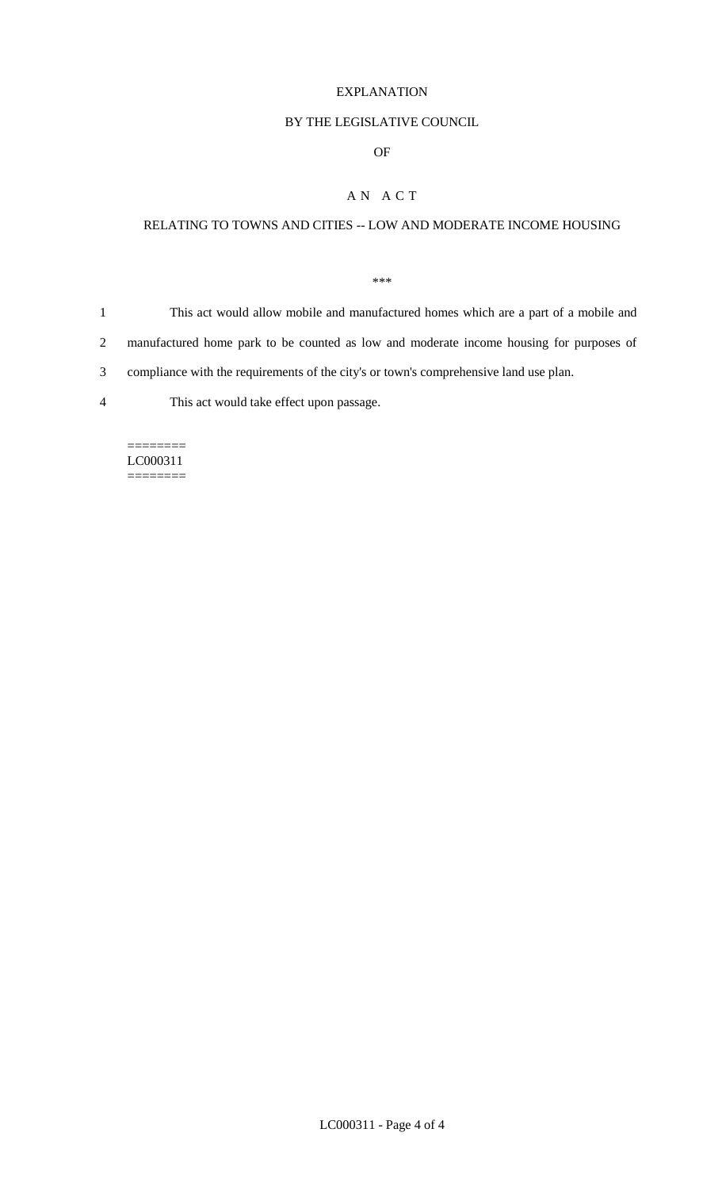EXPLANATION

BY THE LEGISLATIVE COUNCIL

OF

A N A C T

RELATING TO TOWNS AND CITIES -- LOW AND MODERATE INCOME HOUSING

\*\*\*

1 This act would allow mobile and manufactured homes which are a part of a mobile and
2 manufactured home park to be counted as low and moderate income housing for purposes of
3 compliance with the requirements of the city's or town's comprehensive land use plan.
4 This act would take effect upon passage.

========
LC000311
========